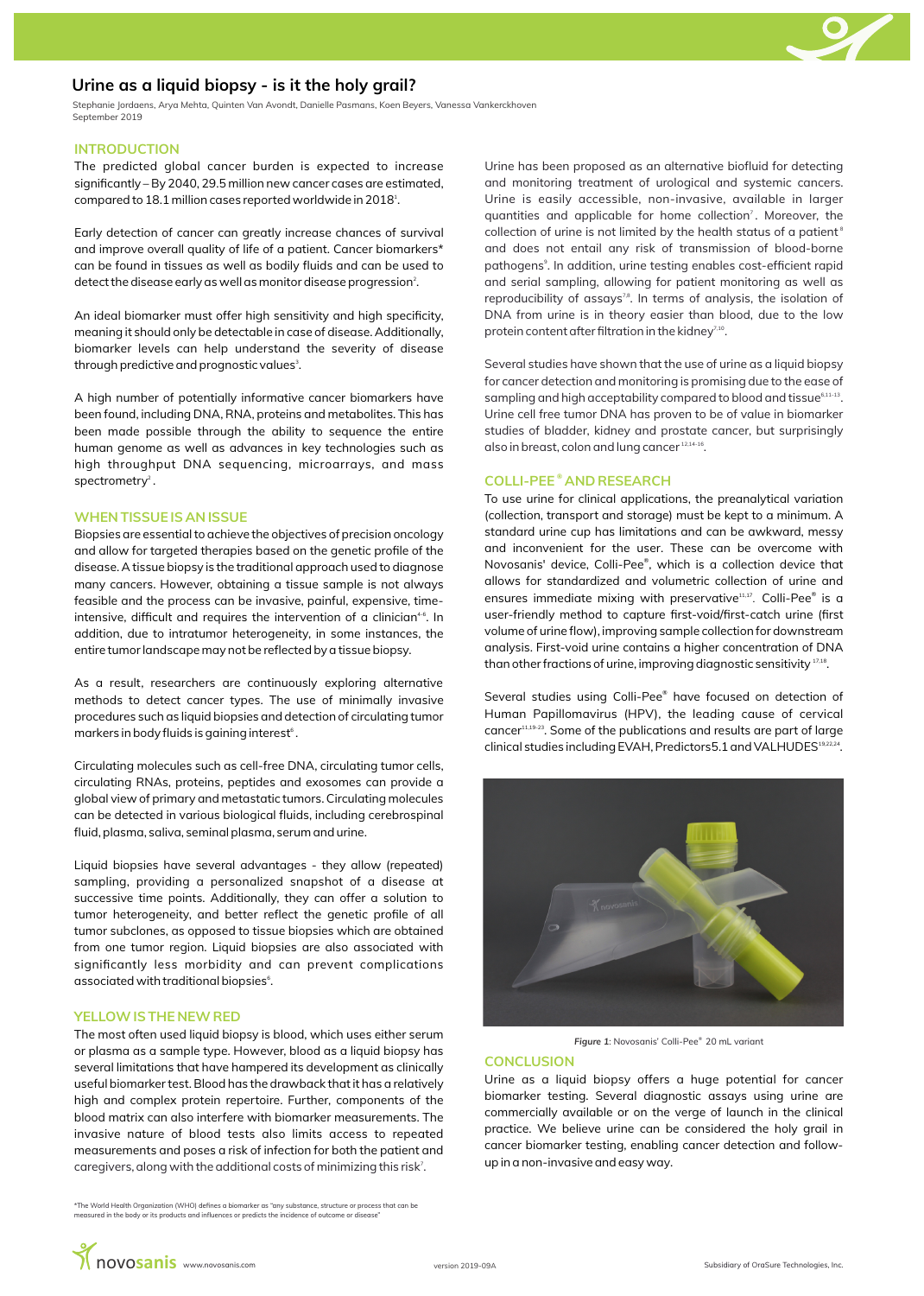# Urine as a liquid biopsy - is it the holy grail?

Stephanie Jordaens, Arya Mehta, Quinten Van Avondt, Danielle Pasmans, Koen Beyers, Vanessa Vankerckhoven
September 2019

## INTRODUCTION

The predicted global cancer burden is expected to increase significantly – By 2040, 29.5 million new cancer cases are estimated, compared to 18.1 million cases reported worldwide in 2018[1].

Early detection of cancer can greatly increase chances of survival and improve overall quality of life of a patient. Cancer biomarkers* can be found in tissues as well as bodily fluids and can be used to detect the disease early as well as monitor disease progression[2].

An ideal biomarker must offer high sensitivity and high specificity, meaning it should only be detectable in case of disease. Additionally, biomarker levels can help understand the severity of disease through predictive and prognostic values[3].

A high number of potentially informative cancer biomarkers have been found, including DNA, RNA, proteins and metabolites. This has been made possible through the ability to sequence the entire human genome as well as advances in key technologies such as high throughput DNA sequencing, microarrays, and mass spectrometry[2].

## WHEN TISSUE IS AN ISSUE

Biopsies are essential to achieve the objectives of precision oncology and allow for targeted therapies based on the genetic profile of the disease. A tissue biopsy is the traditional approach used to diagnose many cancers. However, obtaining a tissue sample is not always feasible and the process can be invasive, painful, expensive, time-intensive, difficult and requires the intervention of a clinician[4-6]. In addition, due to intratumor heterogeneity, in some instances, the entire tumor landscape may not be reflected by a tissue biopsy.

As a result, researchers are continuously exploring alternative methods to detect cancer types. The use of minimally invasive procedures such as liquid biopsies and detection of circulating tumor markers in body fluids is gaining interest[6].

Circulating molecules such as cell-free DNA, circulating tumor cells, circulating RNAs, proteins, peptides and exosomes can provide a global view of primary and metastatic tumors. Circulating molecules can be detected in various biological fluids, including cerebrospinal fluid, plasma, saliva, seminal plasma, serum and urine.

Liquid biopsies have several advantages - they allow (repeated) sampling, providing a personalized snapshot of a disease at successive time points. Additionally, they can offer a solution to tumor heterogeneity, and better reflect the genetic profile of all tumor subclones, as opposed to tissue biopsies which are obtained from one tumor region. Liquid biopsies are also associated with significantly less morbidity and can prevent complications associated with traditional biopsies[6].

## YELLOW IS THE NEW RED

The most often used liquid biopsy is blood, which uses either serum or plasma as a sample type. However, blood as a liquid biopsy has several limitations that have hampered its development as clinically useful biomarker test. Blood has the drawback that it has a relatively high and complex protein repertoire. Further, components of the blood matrix can also interfere with biomarker measurements. The invasive nature of blood tests also limits access to repeated measurements and poses a risk of infection for both the patient and caregivers, along with the additional costs of minimizing this risk[7].

Urine has been proposed as an alternative biofluid for detecting and monitoring treatment of urological and systemic cancers. Urine is easily accessible, non-invasive, available in larger quantities and applicable for home collection[7]. Moreover, the collection of urine is not limited by the health status of a patient[8] and does not entail any risk of transmission of blood-borne pathogens[9]. In addition, urine testing enables cost-efficient rapid and serial sampling, allowing for patient monitoring as well as reproducibility of assays[7,8]. In terms of analysis, the isolation of DNA from urine is in theory easier than blood, due to the low protein content after filtration in the kidney[7,10].

Several studies have shown that the use of urine as a liquid biopsy for cancer detection and monitoring is promising due to the ease of sampling and high acceptability compared to blood and tissue[6,11-13]. Urine cell free tumor DNA has proven to be of value in biomarker studies of bladder, kidney and prostate cancer, but surprisingly also in breast, colon and lung cancer[12,14-16].

## COLLI-PEE® AND RESEARCH

To use urine for clinical applications, the preanalytical variation (collection, transport and storage) must be kept to a minimum. A standard urine cup has limitations and can be awkward, messy and inconvenient for the user. These can be overcome with Novosanis' device, Colli-Pee®, which is a collection device that allows for standardized and volumetric collection of urine and ensures immediate mixing with preservative[11,17]. Colli-Pee® is a user-friendly method to capture first-void/first-catch urine (first volume of urine flow), improving sample collection for downstream analysis. First-void urine contains a higher concentration of DNA than other fractions of urine, improving diagnostic sensitivity[17,18].

Several studies using Colli-Pee® have focused on detection of Human Papillomavirus (HPV), the leading cause of cervical cancer[11,19-23]. Some of the publications and results are part of large clinical studies including EVAH, Predictors5.1 and VALHUDES[19,22,24].

*Figure 1:* Novosanis' Colli-Pee® 20 mL variant

## CONCLUSION

Urine as a liquid biopsy offers a huge potential for cancer biomarker testing. Several diagnostic assays using urine are commercially available or on the verge of launch in the clinical practice. We believe urine can be considered the holy grail in cancer biomarker testing, enabling cancer detection and follow-up in a non-invasive and easy way.

*The World Health Organization (WHO) defines a biomarker as "any substance, structure or process that can be measured in the body or its products and influences or predicts the incidence of outcome or disease"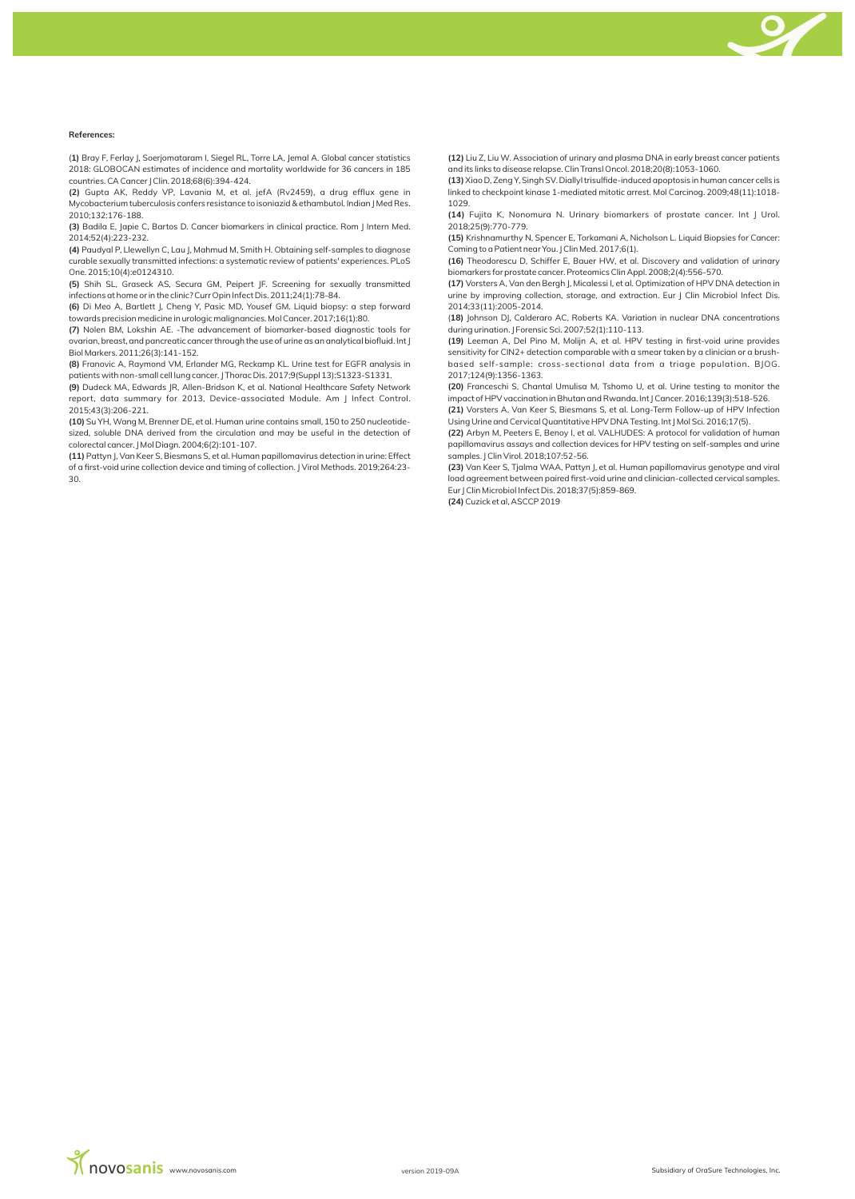**References:**

**(1)** Bray F, Ferlay J, Soerjomataram I, Siegel RL, Torre LA, Jemal A. Global cancer statistics 2018: GLOBOCAN estimates of incidence and mortality worldwide for 36 cancers in 185 countries. CA Cancer J Clin. 2018;68(6):394-424.

**(2)** Gupta AK, Reddy VP, Lavania M, et al. jefA (Rv2459), a drug efflux gene in Mycobacterium tuberculosis confers resistance to isoniazid & ethambutol. Indian J Med Res. 2010;132:176-188.

**(3)** Badila E, Japie C, Bartos D. Cancer biomarkers in clinical practice. Rom J Intern Med. 2014;52(4):223-232.

**(4)** Paudyal P, Llewellyn C, Lau J, Mahmud M, Smith H. Obtaining self-samples to diagnose curable sexually transmitted infections: a systematic review of patients' experiences. PLoS One. 2015;10(4):e0124310.

**(5)** Shih SL, Graseck AS, Secura GM, Peipert JF. Screening for sexually transmitted infections at home or in the clinic? Curr Opin Infect Dis. 2011;24(1):78-84.

**(6)** Di Meo A, Bartlett J, Cheng Y, Pasic MD, Yousef GM. Liquid biopsy: a step forward towards precision medicine in urologic malignancies. Mol Cancer. 2017;16(1):80.

**(7)** Nolen BM, Lokshin AE. -The advancement of biomarker-based diagnostic tools for ovarian, breast, and pancreatic cancer through the use of urine as an analytical biofluid. Int J Biol Markers. 2011;26(3):141-152.

**(8)** Franovic A, Raymond VM, Erlander MG, Reckamp KL. Urine test for EGFR analysis in patients with non-small cell lung cancer. J Thorac Dis. 2017;9(Suppl 13):S1323-S1331.

**(9)** Dudeck MA, Edwards JR, Allen-Bridson K, et al. National Healthcare Safety Network report, data summary for 2013, Device-associated Module. Am J Infect Control. 2015;43(3):206-221.

**(10)** Su YH, Wang M, Brenner DE, et al. Human urine contains small, 150 to 250 nucleotide-sized, soluble DNA derived from the circulation and may be useful in the detection of colorectal cancer. J Mol Diagn. 2004;6(2):101-107.

**(11)** Pattyn J, Van Keer S, Biesmans S, et al. Human papillomavirus detection in urine: Effect of a first-void urine collection device and timing of collection. J Virol Methods. 2019;264:23-30.

**(12)** Liu Z, Liu W. Association of urinary and plasma DNA in early breast cancer patients and its links to disease relapse. Clin Transl Oncol. 2018;20(8):1053-1060.

**(13)** Xiao D, Zeng Y, Singh SV. Diallyl trisulfide-induced apoptosis in human cancer cells is linked to checkpoint kinase 1-mediated mitotic arrest. Mol Carcinog. 2009;48(11):1018-1029.

**(14)** Fujita K, Nonomura N. Urinary biomarkers of prostate cancer. Int J Urol. 2018;25(9):770-779.

**(15)** Krishnamurthy N, Spencer E, Torkamani A, Nicholson L. Liquid Biopsies for Cancer: Coming to a Patient near You. J Clin Med. 2017;6(1).

**(16)** Theodorescu D, Schiffer E, Bauer HW, et al. Discovery and validation of urinary biomarkers for prostate cancer. Proteomics Clin Appl. 2008;2(4):556-570.

**(17)** Vorsters A, Van den Bergh J, Micalessi I, et al. Optimization of HPV DNA detection in urine by improving collection, storage, and extraction. Eur J Clin Microbiol Infect Dis. 2014;33(11):2005-2014.

**(18)** Johnson DJ, Calderaro AC, Roberts KA. Variation in nuclear DNA concentrations during urination. J Forensic Sci. 2007;52(1):110-113.

**(19)** Leeman A, Del Pino M, Molijn A, et al. HPV testing in first-void urine provides sensitivity for CIN2+ detection comparable with a smear taken by a clinician or a brush-based self-sample: cross-sectional data from a triage population. BJOG. 2017;124(9):1356-1363.

**(20)** Franceschi S, Chantal Umulisa M, Tshomo U, et al. Urine testing to monitor the impact of HPV vaccination in Bhutan and Rwanda. Int J Cancer. 2016;139(3):518-526.

**(21)** Vorsters A, Van Keer S, Biesmans S, et al. Long-Term Follow-up of HPV Infection Using Urine and Cervical Quantitative HPV DNA Testing. Int J Mol Sci. 2016;17(5).

**(22)** Arbyn M, Peeters E, Benoy I, et al. VALHUDES: A protocol for validation of human papillomavirus assays and collection devices for HPV testing on self-samples and urine samples. J Clin Virol. 2018;107:52-56.

**(23)** Van Keer S, Tjalma WAA, Pattyn J, et al. Human papillomavirus genotype and viral load agreement between paired first-void urine and clinician-collected cervical samples. Eur J Clin Microbiol Infect Dis. 2018;37(5):859-869.

**(24)** Cuzick et al, ASCCP 2019

novosanis www.novosanis.com

version 2019-09A

Subsidiary of OraSure Technologies, Inc.